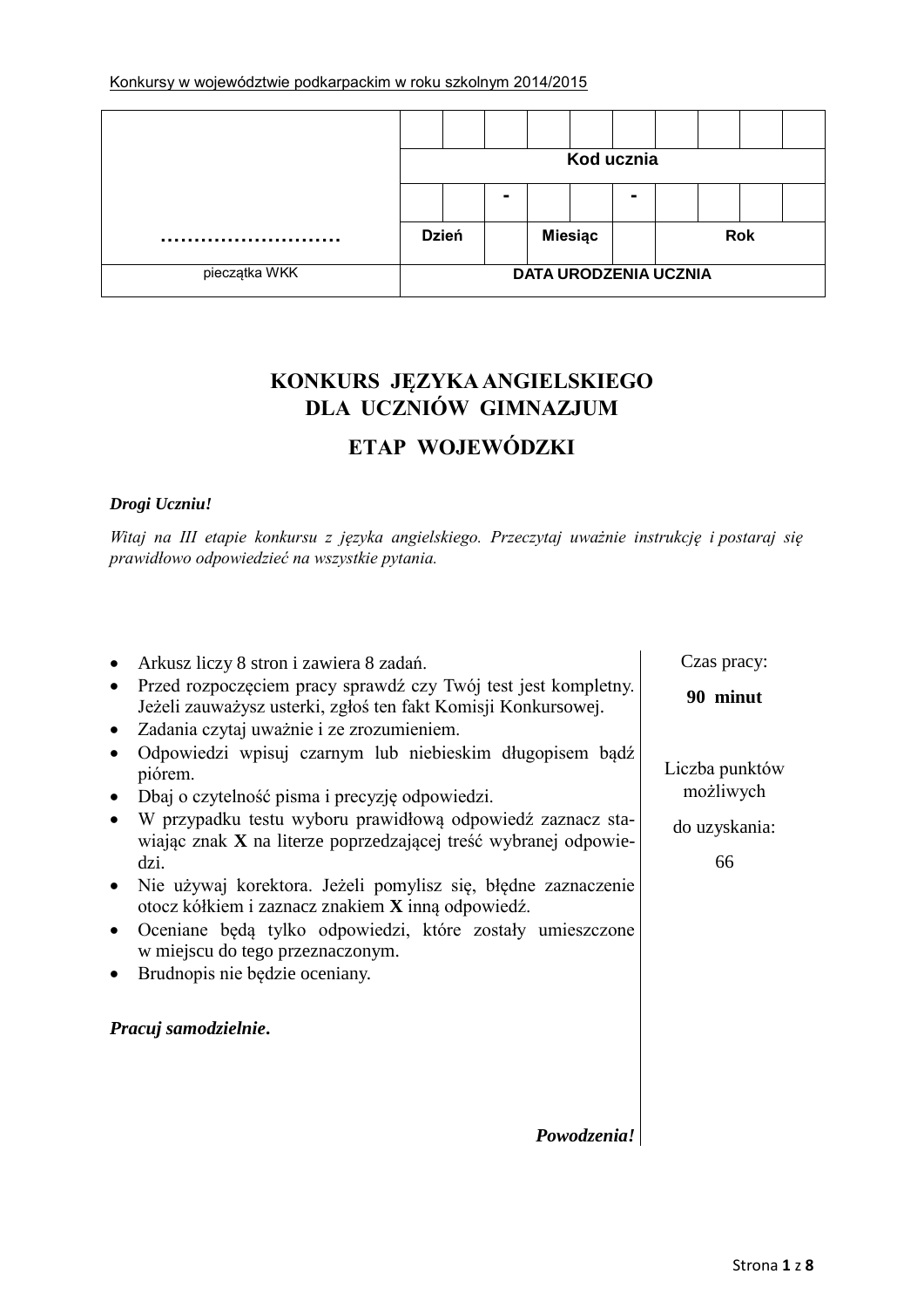Konkursy w województwie podkarpackim w roku szolnym 2014/2015

| | | | | | | | | | | |
|---|---|---|---|---|---|---|---|---|---|---|
| | | | | | | | | | | |
| | Kod ucznia | | | | | | | | | |
| | | | - | | | - | | | | |
| ……………………… | Dzień | | | Miesiąc | | | Rok | | | |
| pieczątka WKK | DATA URODZENIA UCZNIA | | | | | | | | | |

# KONKURS JĘZYKA ANGIELSKIEGO DLA UCZNIÓW GIMNAZJUM

## ETAP WOJEWÓDZKI

***Drogi Uczniu!***

*Witaj na III etapie konkursu z języka angielskiego. Przeczytaj uważnie instrukcję i postaraj się prawidłowo odpowiedzieć na wszystkie pytania.*

- Arkusz liczy 8 stron i zawiera 8 zadań.
- Przed rozpoczęciem pracy sprawdź czy Twój test jest kompletny. Jeżeli zauważysz usterki, zgłoś ten fakt Komisji Konkursowej.
- Zadania czytaj uważnie i ze zrozumieniem.
- Odpowiedzi wpisuj czarnym lub niebieskim długopisem bądź piórem.
- Dbaj o czytelność pisma i precyzję odpowiedzi.
- W przypadku testu wyboru prawidłową odpowiedź zaznacz stawiając znak **X** na literze poprzedzającej treść wybranej odpowiedzi.
- Nie używaj korektora. Jeżeli pomylisz się, błędne zaznaczenie otocz kółkiem i zaznacz znakiem **X** inną odpowiedź.
- Oceniane będą tylko odpowiedzi, które zostały umieszczone w miejscu do tego przeznaczonym.
- Brudnopis nie będzie oceniany.

***Pracuj samodzielnie.***

***Powodzenia!***

Czas pracy:

**90 minut**

Liczba punktów możliwych do uzyskania:

66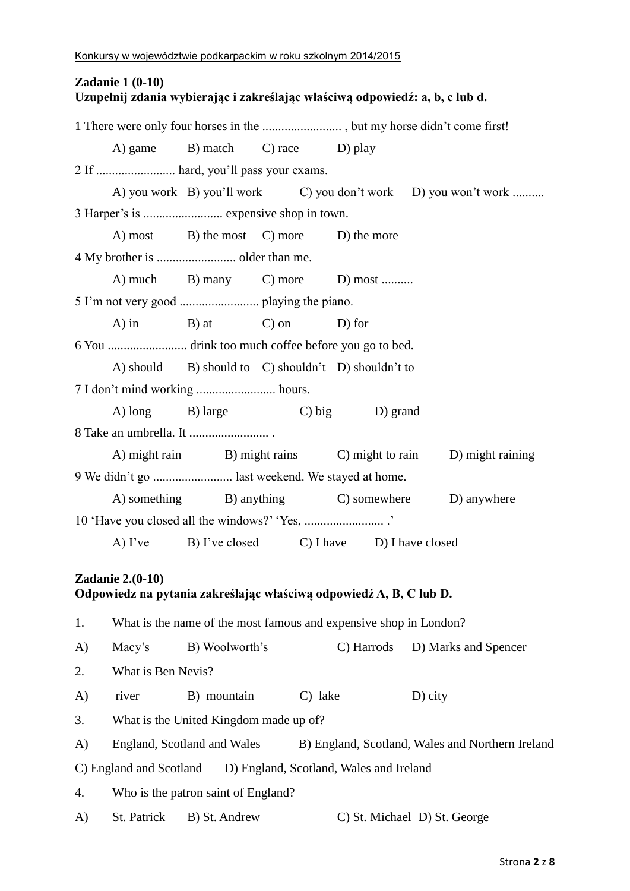**Zadanie 1 (0-10)**
**Uzupełnij zdania wybierając i zakreślając właściwą odpowiedź: a, b, c lub d.**

1 There were only four horses in the ......................... , but my horse didn't come first!

A) game B) match C) race D) play

2 If ......................... hard, you'll pass your exams.

A) you work B) you'll work C) you don't work D) you won't work ..........

3 Harper's is ......................... expensive shop in town.

A) most B) the most C) more D) the more

4 My brother is ......................... older than me.

A) much B) many C) more D) most ..........

5 I'm not very good ......................... playing the piano.

A) in B) at C) on D) for

6 You ......................... drink too much coffee before you go to bed.

A) should B) should to C) shouldn't D) shouldn't to

7 I don't mind working ......................... hours.

A) long B) large C) big D) grand

8 Take an umbrella. It ......................... .

A) might rain B) might rains C) might to rain D) might raining

9 We didn't go ......................... last weekend. We stayed at home.

A) something B) anything C) somewhere D) anywhere

10 'Have you closed all the windows?' 'Yes, ......................... .'

A) I've B) I've closed C) I have D) I have closed

**Zadanie 2.(0-10)**
**Odpowiedz na pytania zakreślając właściwą odpowiedź A, B, C lub D.**

1. What is the name of the most famous and expensive shop in London?

A) Macy's B) Woolworth's C) Harrods D) Marks and Spencer

2. What is Ben Nevis?

A) river B) mountain C) lake D) city

3. What is the United Kingdom made up of?

A) England, Scotland and Wales B) England, Scotland, Wales and Northern Ireland
C) England and Scotland D) England, Scotland, Wales and Ireland

4. Who is the patron saint of England?

A) St. Patrick B) St. Andrew C) St. Michael D) St. George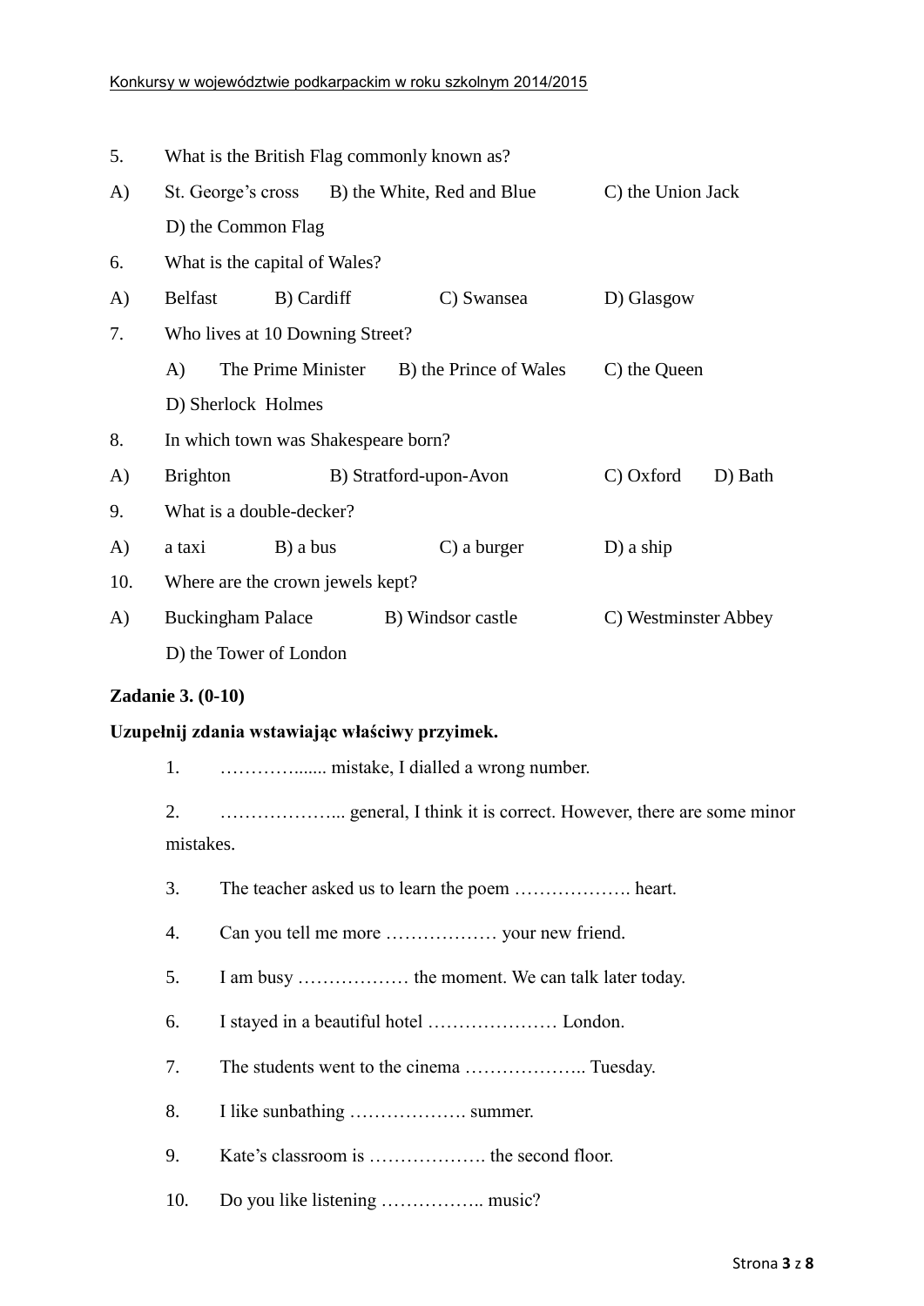5. What is the British Flag commonly known as?

A) St. George's cross B) the White, Red and Blue C) the Union Jack D) the Common Flag

6. What is the capital of Wales?

A) Belfast B) Cardiff C) Swansea D) Glasgow

7. Who lives at 10 Downing Street?

A) The Prime Minister B) the Prince of Wales C) the Queen D) Sherlock Holmes

8. In which town was Shakespeare born?

A) Brighton B) Stratford-upon-Avon C) Oxford D) Bath

9. What is a double-decker?

A) a taxi B) a bus C) a burger D) a ship

10. Where are the crown jewels kept?

A) Buckingham Palace B) Windsor castle C) Westminster Abbey D) the Tower of London

**Zadanie 3. (0-10)**

**Uzupełnij zdania wstawiając właściwy przyimek.**

1. …………....... mistake, I dialled a wrong number.
2. ………………... general, I think it is correct. However, there are some minor mistakes.
3. The teacher asked us to learn the poem ………………. heart.
4. Can you tell me more ……………… your new friend.
5. I am busy ……………… the moment. We can talk later today.
6. I stayed in a beautiful hotel ………………… London.
7. The students went to the cinema ……………….. Tuesday.
8. I like sunbathing ………………. summer.
9. Kate's classroom is ………………. the second floor.
10. Do you like listening …………….. music?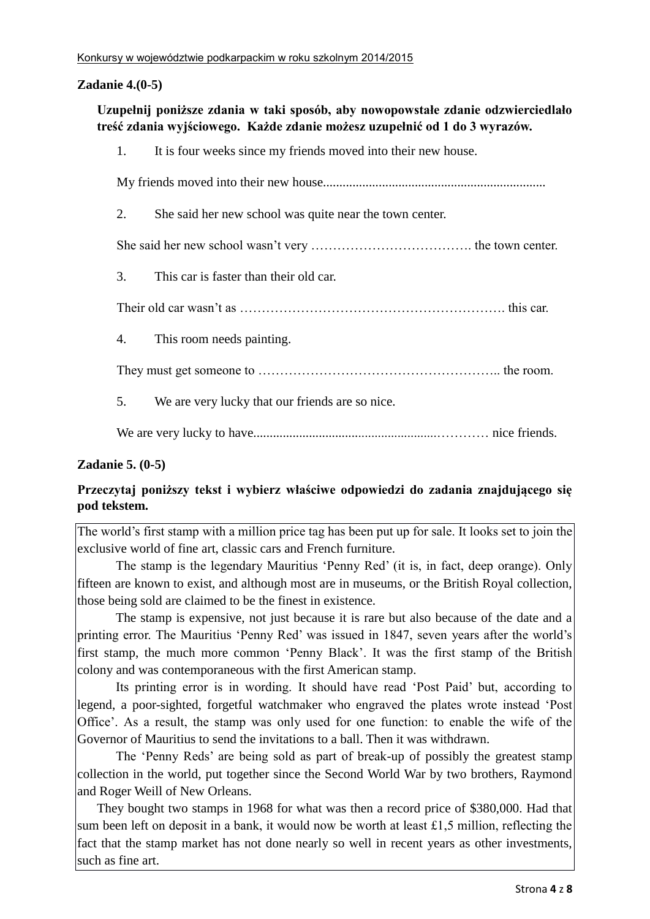## Zadanie 4.(0-5)

**Uzupełnij poniższe zdania w taki sposób, aby nowopowstałe zdanie odzwierciedlało treść zdania wyjściowego. Każde zdanie możesz uzupełnić od 1 do 3 wyrazów.**

1. It is four weeks since my friends moved into their new house.

   My friends moved into their new house....................................................................

2. She said her new school was quite near the town center.

   She said her new school wasn't very ………………………………. the town center.

3. This car is faster than their old car.

   Their old car wasn't as ……………………………………………………. this car.

4. This room needs painting.

   They must get someone to ……………………………………………….. the room.

5. We are very lucky that our friends are so nice.

   We are very lucky to have.......................................................………… nice friends.

## Zadanie 5. (0-5)

**Przeczytaj poniższy tekst i wybierz właściwe odpowiedzi do zadania znajdującego się pod tekstem.**

The world's first stamp with a million price tag has been put up for sale. It looks set to join the exclusive world of fine art, classic cars and French furniture.

The stamp is the legendary Mauritius 'Penny Red' (it is, in fact, deep orange). Only fifteen are known to exist, and although most are in museums, or the British Royal collection, those being sold are claimed to be the finest in existence.

The stamp is expensive, not just because it is rare but also because of the date and a printing error. The Mauritius 'Penny Red' was issued in 1847, seven years after the world's first stamp, the much more common 'Penny Black'. It was the first stamp of the British colony and was contemporaneous with the first American stamp.

Its printing error is in wording. It should have read 'Post Paid' but, according to legend, a poor-sighted, forgetful watchmaker who engraved the plates wrote instead 'Post Office'. As a result, the stamp was only used for one function: to enable the wife of the Governor of Mauritius to send the invitations to a ball. Then it was withdrawn.

The 'Penny Reds' are being sold as part of break-up of possibly the greatest stamp collection in the world, put together since the Second World War by two brothers, Raymond and Roger Weill of New Orleans.

They bought two stamps in 1968 for what was then a record price of $380,000. Had that sum been left on deposit in a bank, it would now be worth at least £1,5 million, reflecting the fact that the stamp market has not done nearly so well in recent years as other investments, such as fine art.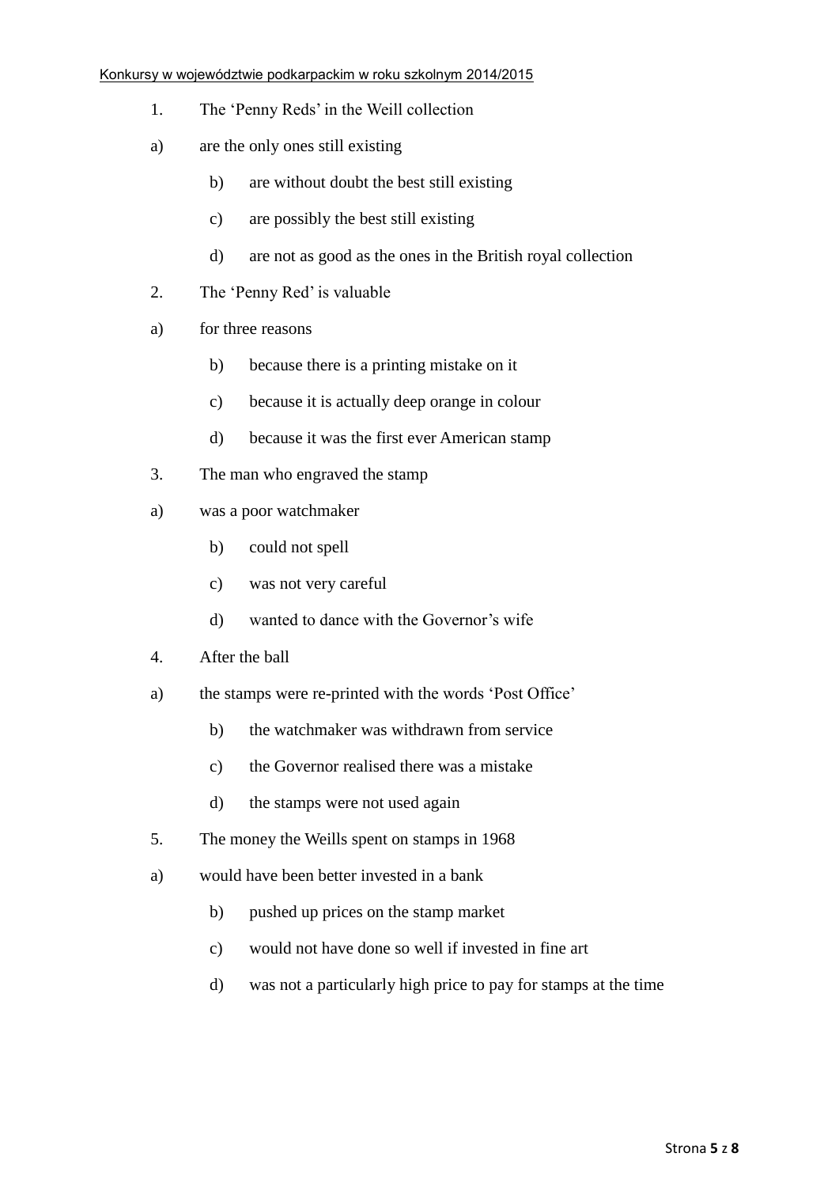1. The 'Penny Reds' in the Weill collection

a) are the only ones still existing

b) are without doubt the best still existing

c) are possibly the best still existing

d) are not as good as the ones in the British royal collection

2. The 'Penny Red' is valuable

a) for three reasons

b) because there is a printing mistake on it

c) because it is actually deep orange in colour

d) because it was the first ever American stamp

3. The man who engraved the stamp

a) was a poor watchmaker

b) could not spell

c) was not very careful

d) wanted to dance with the Governor's wife

4. After the ball

a) the stamps were re-printed with the words 'Post Office'

b) the watchmaker was withdrawn from service

c) the Governor realised there was a mistake

d) the stamps were not used again

5. The money the Weills spent on stamps in 1968

a) would have been better invested in a bank

b) pushed up prices on the stamp market

c) would not have done so well if invested in fine art

d) was not a particularly high price to pay for stamps at the time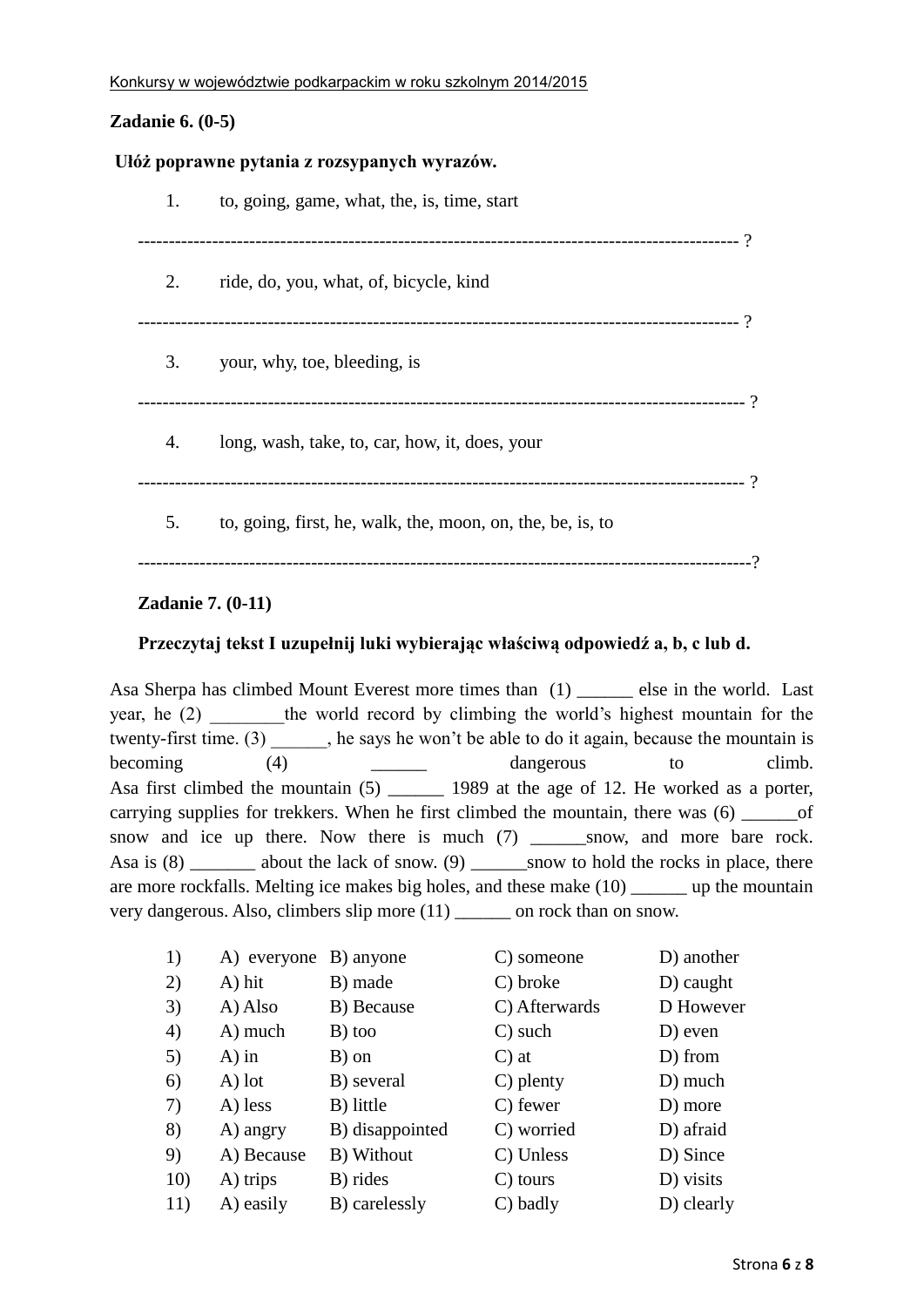**Zadanie 6. (0-5)**

**Ułóż poprawne pytania z rozsypanych wyrazów.**

1. to, going, game, what, the, is, time, start

------------------------------------------------------------------------------------------------ ?

2. ride, do, you, what, of, bicycle, kind

------------------------------------------------------------------------------------------------ ?

3. your, why, toe, bleeding, is

------------------------------------------------------------------------------------------------ ?

4. long, wash, take, to, car, how, it, does, your

------------------------------------------------------------------------------------------------ ?

5. to, going, first, he, walk, the, moon, on, the, be, is, to

------------------------------------------------------------------------------------------------?

**Zadanie 7. (0-11)**

**Przeczytaj tekst I uzupełnij luki wybierając właściwą odpowiedź a, b, c lub d.**

Asa Sherpa has climbed Mount Everest more times than (1) ______ else in the world. Last year, he (2) ________the world record by climbing the world's highest mountain for the twenty-first time. (3) ______, he says he won't be able to do it again, because the mountain is becoming (4) ______ dangerous to climb.
Asa first climbed the mountain (5) ______ 1989 at the age of 12. He worked as a porter, carrying supplies for trekkers. When he first climbed the mountain, there was (6) ______of snow and ice up there. Now there is much (7) ______snow, and more bare rock. Asa is (8) _______ about the lack of snow. (9) ______snow to hold the rocks in place, there are more rockfalls. Melting ice makes big holes, and these make (10) ______ up the mountain very dangerous. Also, climbers slip more (11) ______ on rock than on snow.

| | | | | |
|---|---|---|---|---|
| 1) | A) everyone | B) anyone | C) someone | D) another |
| 2) | A) hit | B) made | C) broke | D) caught |
| 3) | A) Also | B) Because | C) Afterwards | D However |
| 4) | A) much | B) too | C) such | D) even |
| 5) | A) in | B) on | C) at | D) from |
| 6) | A) lot | B) several | C) plenty | D) much |
| 7) | A) less | B) little | C) fewer | D) more |
| 8) | A) angry | B) disappointed | C) worried | D) afraid |
| 9) | A) Because | B) Without | C) Unless | D) Since |
| 10) | A) trips | B) rides | C) tours | D) visits |
| 11) | A) easily | B) carelessly | C) badly | D) clearly |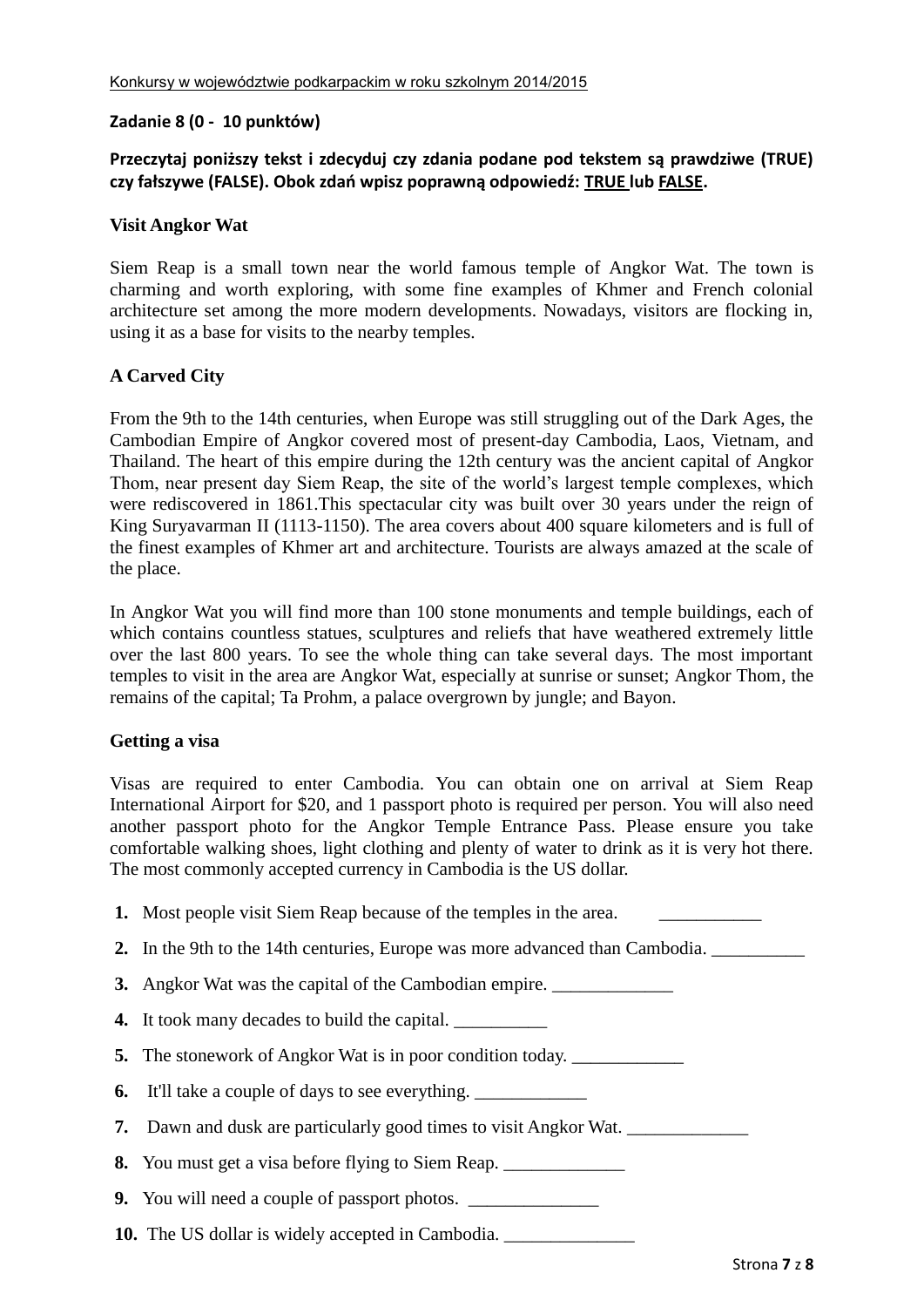**Zadanie 8 (0 - 10 punktów)**

**Przeczytaj poniższy tekst i zdecyduj czy zdania podane pod tekstem są prawdziwe (TRUE) czy fałszywe (FALSE). Obok zdań wpisz poprawną odpowiedź: TRUE lub FALSE.**

**Visit Angkor Wat**

Siem Reap is a small town near the world famous temple of Angkor Wat. The town is charming and worth exploring, with some fine examples of Khmer and French colonial architecture set among the more modern developments. Nowadays, visitors are flocking in, using it as a base for visits to the nearby temples.

**A Carved City**

From the 9th to the 14th centuries, when Europe was still struggling out of the Dark Ages, the Cambodian Empire of Angkor covered most of present-day Cambodia, Laos, Vietnam, and Thailand. The heart of this empire during the 12th century was the ancient capital of Angkor Thom, near present day Siem Reap, the site of the world's largest temple complexes, which were rediscovered in 1861.This spectacular city was built over 30 years under the reign of King Suryavarman II (1113-1150). The area covers about 400 square kilometers and is full of the finest examples of Khmer art and architecture. Tourists are always amazed at the scale of the place.

In Angkor Wat you will find more than 100 stone monuments and temple buildings, each of which contains countless statues, sculptures and reliefs that have weathered extremely little over the last 800 years. To see the whole thing can take several days. The most important temples to visit in the area are Angkor Wat, especially at sunrise or sunset; Angkor Thom, the remains of the capital; Ta Prohm, a palace overgrown by jungle; and Bayon.

**Getting a visa**

Visas are required to enter Cambodia. You can obtain one on arrival at Siem Reap International Airport for $20, and 1 passport photo is required per person. You will also need another passport photo for the Angkor Temple Entrance Pass. Please ensure you take comfortable walking shoes, light clothing and plenty of water to drink as it is very hot there. The most commonly accepted currency in Cambodia is the US dollar.

1. Most people visit Siem Reap because of the temples in the area. ___________
2. In the 9th to the 14th centuries, Europe was more advanced than Cambodia. __________
3. Angkor Wat was the capital of the Cambodian empire. _____________
4. It took many decades to build the capital. __________
5. The stonework of Angkor Wat is in poor condition today. ____________
6. It'll take a couple of days to see everything. ____________
7. Dawn and dusk are particularly good times to visit Angkor Wat. _____________
8. You must get a visa before flying to Siem Reap. _____________
9. You will need a couple of passport photos. ______________
10. The US dollar is widely accepted in Cambodia. ______________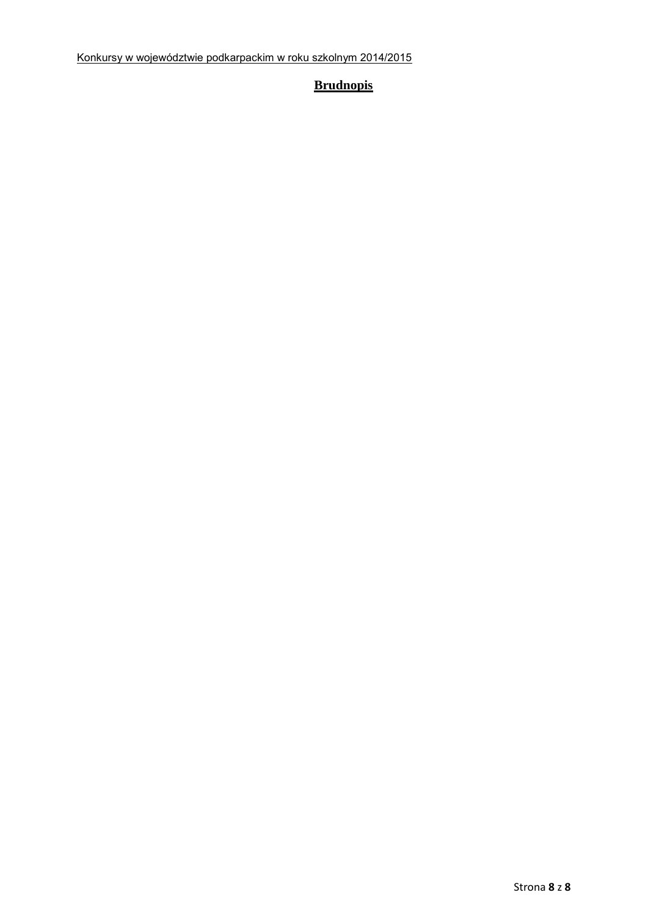**Brudnopis**